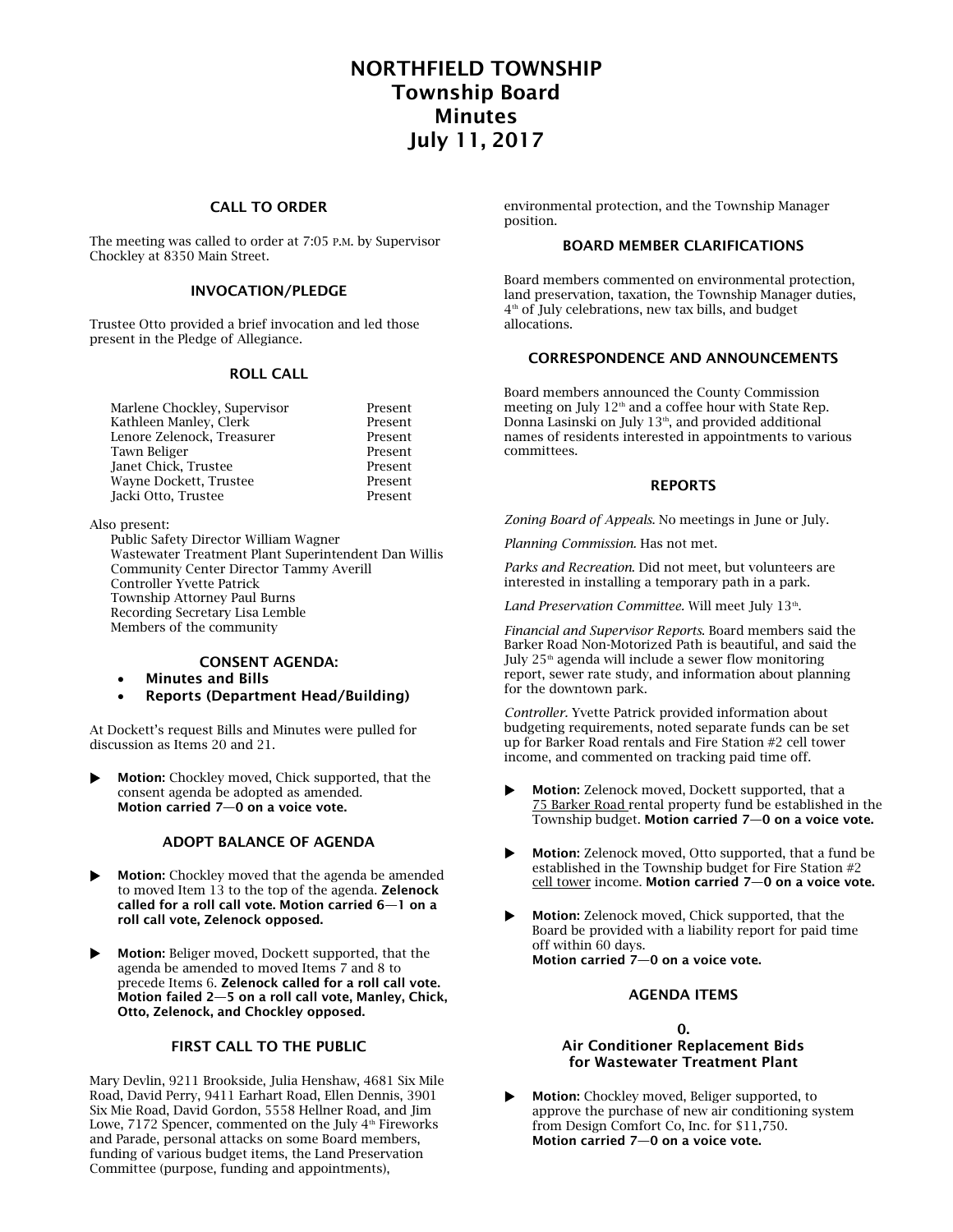# NORTHFIELD TOWNSHIP
# Township Board
# Minutes
# July 11, 2017

### CALL TO ORDER

The meeting was called to order at 7:05 P.M. by Supervisor Chockley at 8350 Main Street.

### INVOCATION/PLEDGE

Trustee Otto provided a brief invocation and led those present in the Pledge of Allegiance.

### ROLL CALL

| | |
|---|---|
| Marlene Chockley, Supervisor | Present |
| Kathleen Manley, Clerk | Present |
| Lenore Zelenock, Treasurer | Present |
| Tawn Beliger | Present |
| Janet Chick, Trustee | Present |
| Wayne Dockett, Trustee | Present |
| Jacki Otto, Trustee | Present |

Also present:
- Public Safety Director William Wagner
- Wastewater Treatment Plant Superintendent Dan Willis
- Community Center Director Tammy Averill
- Controller Yvette Patrick
- Township Attorney Paul Burns
- Recording Secretary Lisa Lemble
- Members of the community

### CONSENT AGENDA:
- **Minutes and Bills**
- **Reports (Department Head/Building)**

At Dockett's request Bills and Minutes were pulled for discussion as Items 20 and 21.

▶ **Motion:** Chockley moved, Chick supported, that the consent agenda be adopted as amended.
**Motion carried 7—0 on a voice vote.**

### ADOPT BALANCE OF AGENDA

▶ **Motion:** Chockley moved that the agenda be amended to moved Item 13 to the top of the agenda. **Zelenock called for a roll call vote. Motion carried 6—1 on a roll call vote, Zelenock opposed.**

▶ **Motion:** Beliger moved, Dockett supported, that the agenda be amended to moved Items 7 and 8 to precede Items 6. **Zelenock called for a roll call vote. Motion failed 2—5 on a roll call vote, Manley, Chick, Otto, Zelenock, and Chockley opposed.**

### FIRST CALL TO THE PUBLIC

Mary Devlin, 9211 Brookside, Julia Henshaw, 4681 Six Mile Road, David Perry, 9411 Earhart Road, Ellen Dennis, 3901 Six Mie Road, David Gordon, 5558 Hellner Road, and Jim Lowe, 7172 Spencer, commented on the July 4th Fireworks and Parade, personal attacks on some Board members, funding of various budget items, the Land Preservation Committee (purpose, funding and appointments), environmental protection, and the Township Manager position.

### BOARD MEMBER CLARIFICATIONS

Board members commented on environmental protection, land preservation, taxation, the Township Manager duties, 4th of July celebrations, new tax bills, and budget allocations.

### CORRESPONDENCE AND ANNOUNCEMENTS

Board members announced the County Commission meeting on July 12th and a coffee hour with State Rep. Donna Lasinski on July 13th, and provided additional names of residents interested in appointments to various committees.

### REPORTS

*Zoning Board of Appeals.* No meetings in June or July.

*Planning Commission.* Has not met.

*Parks and Recreation.* Did not meet, but volunteers are interested in installing a temporary path in a park.

*Land Preservation Committee.* Will meet July 13th.

*Financial and Supervisor Reports.* Board members said the Barker Road Non-Motorized Path is beautiful, and said the July 25th agenda will include a sewer flow monitoring report, sewer rate study, and information about planning for the downtown park.

*Controller.* Yvette Patrick provided information about budgeting requirements, noted separate funds can be set up for Barker Road rentals and Fire Station #2 cell tower income, and commented on tracking paid time off.

▶ **Motion:** Zelenock moved, Dockett supported, that a 75 Barker Road rental property fund be established in the Township budget. **Motion carried 7—0 on a voice vote.**

▶ **Motion:** Zelenock moved, Otto supported, that a fund be established in the Township budget for Fire Station #2 cell tower income. **Motion carried 7—0 on a voice vote.**

▶ **Motion:** Zelenock moved, Chick supported, that the Board be provided with a liability report for paid time off within 60 days.
**Motion carried 7—0 on a voice vote.**

### AGENDA ITEMS

#### 0.
#### Air Conditioner Replacement Bids for Wastewater Treatment Plant

▶ **Motion:** Chockley moved, Beliger supported, to approve the purchase of new air conditioning system from Design Comfort Co, Inc. for $11,750.
**Motion carried 7—0 on a voice vote.**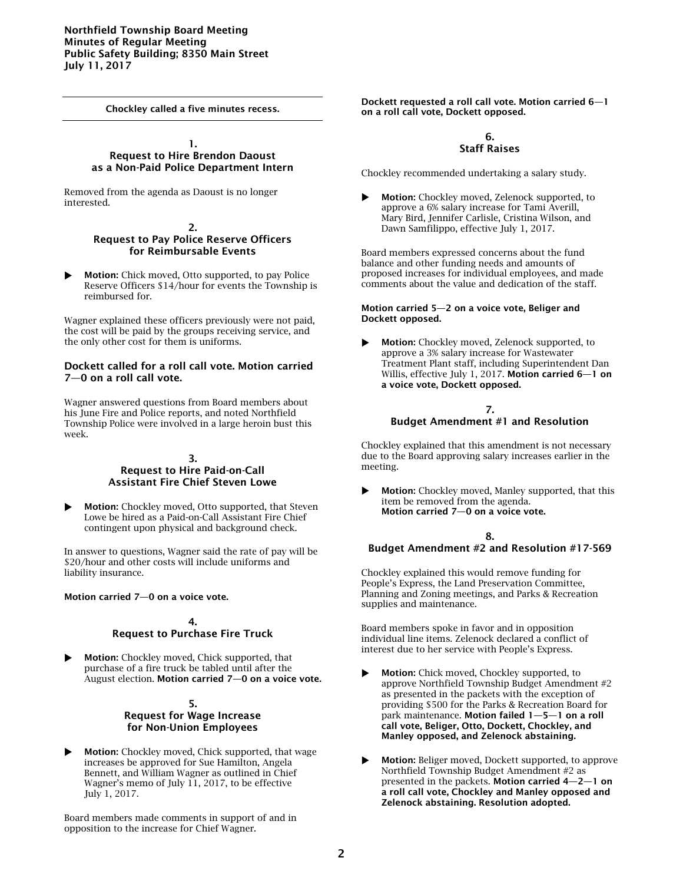**Northfield Township Board Meeting**
**Minutes of Regular Meeting**
**Public Safety Building; 8350 Main Street**
**July 11, 2017**

---

**Chockley called a five minutes recess.**

---

### 1.
### Request to Hire Brendon Daoust as a Non-Paid Police Department Intern

Removed from the agenda as Daoust is no longer interested.

### 2.
### Request to Pay Police Reserve Officers for Reimbursable Events

- **Motion:** Chick moved, Otto supported, to pay Police Reserve Officers $14/hour for events the Township is reimbursed for.

Wagner explained these officers previously were not paid, the cost will be paid by the groups receiving service, and the only other cost for them is uniforms.

**Dockett called for a roll call vote. Motion carried 7—0 on a roll call vote.**

Wagner answered questions from Board members about his June Fire and Police reports, and noted Northfield Township Police were involved in a large heroin bust this week.

### 3.
### Request to Hire Paid-on-Call Assistant Fire Chief Steven Lowe

- **Motion:** Chockley moved, Otto supported, that Steven Lowe be hired as a Paid-on-Call Assistant Fire Chief contingent upon physical and background check.

In answer to questions, Wagner said the rate of pay will be $20/hour and other costs will include uniforms and liability insurance.

**Motion carried 7—0 on a voice vote.**

### 4.
### Request to Purchase Fire Truck

- **Motion:** Chockley moved, Chick supported, that purchase of a fire truck be tabled until after the August election. **Motion carried 7—0 on a voice vote.**

### 5.
### Request for Wage Increase for Non-Union Employees

- **Motion:** Chockley moved, Chick supported, that wage increases be approved for Sue Hamilton, Angela Bennett, and William Wagner as outlined in Chief Wagner's memo of July 11, 2017, to be effective July 1, 2017.

Board members made comments in support of and in opposition to the increase for Chief Wagner.

**Dockett requested a roll call vote. Motion carried 6—1 on a roll call vote, Dockett opposed.**

### 6.
### Staff Raises

Chockley recommended undertaking a salary study.

- **Motion:** Chockley moved, Zelenock supported, to approve a 6% salary increase for Tami Averill, Mary Bird, Jennifer Carlisle, Cristina Wilson, and Dawn Samfilippo, effective July 1, 2017.

Board members expressed concerns about the fund balance and other funding needs and amounts of proposed increases for individual employees, and made comments about the value and dedication of the staff.

**Motion carried 5—2 on a voice vote, Beliger and Dockett opposed.**

- **Motion:** Chockley moved, Zelenock supported, to approve a 3% salary increase for Wastewater Treatment Plant staff, including Superintendent Dan Willis, effective July 1, 2017. **Motion carried 6—1 on a voice vote, Dockett opposed.**

### 7.
### Budget Amendment #1 and Resolution

Chockley explained that this amendment is not necessary due to the Board approving salary increases earlier in the meeting.

- **Motion:** Chockley moved, Manley supported, that this item be removed from the agenda.
  **Motion carried 7—0 on a voice vote.**

### 8.
### Budget Amendment #2 and Resolution #17-569

Chockley explained this would remove funding for People's Express, the Land Preservation Committee, Planning and Zoning meetings, and Parks & Recreation supplies and maintenance.

Board members spoke in favor and in opposition individual line items. Zelenock declared a conflict of interest due to her service with People's Express.

- **Motion:** Chick moved, Chockley supported, to approve Northfield Township Budget Amendment #2 as presented in the packets with the exception of providing $500 for the Parks & Recreation Board for park maintenance. **Motion failed 1—5—1 on a roll call vote, Beliger, Otto, Dockett, Chockley, and Manley opposed, and Zelenock abstaining.**

- **Motion:** Beliger moved, Dockett supported, to approve Northfield Township Budget Amendment #2 as presented in the packets. **Motion carried 4—2—1 on a roll call vote, Chockley and Manley opposed and Zelenock abstaining. Resolution adopted.**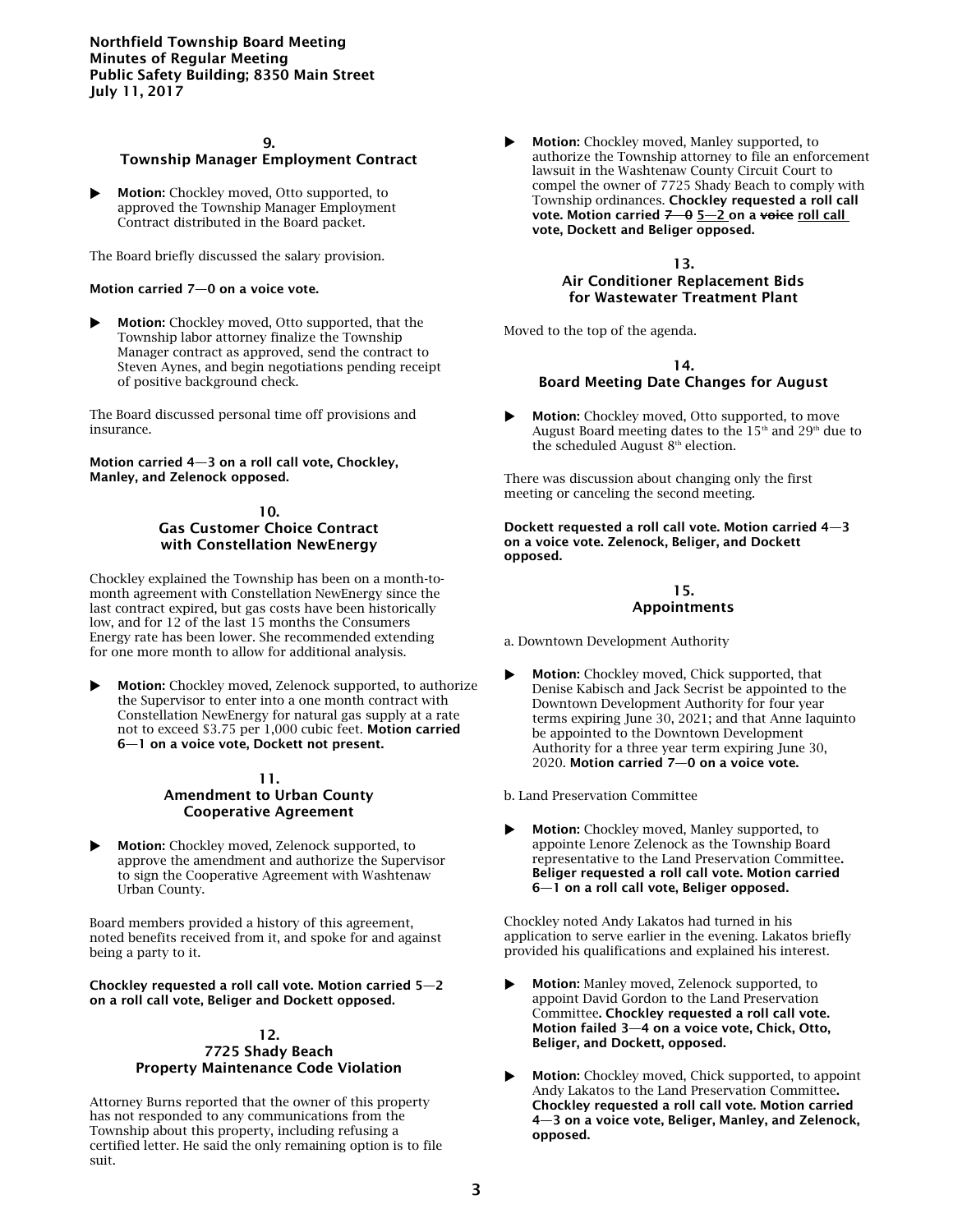**Northfield Township Board Meeting**
**Minutes of Regular Meeting**
**Public Safety Building; 8350 Main Street**
**July 11, 2017**

## 9. Township Manager Employment Contract

- **Motion:** Chockley moved, Otto supported, to approved the Township Manager Employment Contract distributed in the Board packet.

The Board briefly discussed the salary provision.

**Motion carried 7—0 on a voice vote.**

- **Motion:** Chockley moved, Otto supported, that the Township labor attorney finalize the Township Manager contract as approved, send the contract to Steven Aynes, and begin negotiations pending receipt of positive background check.

The Board discussed personal time off provisions and insurance.

**Motion carried 4—3 on a roll call vote, Chockley, Manley, and Zelenock opposed.**

## 10. Gas Customer Choice Contract with Constellation NewEnergy

Chockley explained the Township has been on a month-to-month agreement with Constellation NewEnergy since the last contract expired, but gas costs have been historically low, and for 12 of the last 15 months the Consumers Energy rate has been lower. She recommended extending for one more month to allow for additional analysis.

- **Motion:** Chockley moved, Zelenock supported, to authorize the Supervisor to enter into a one month contract with Constellation NewEnergy for natural gas supply at a rate not to exceed $3.75 per 1,000 cubic feet. **Motion carried 6—1 on a voice vote, Dockett not present.**

## 11. Amendment to Urban County Cooperative Agreement

- **Motion:** Chockley moved, Zelenock supported, to approve the amendment and authorize the Supervisor to sign the Cooperative Agreement with Washtenaw Urban County.

Board members provided a history of this agreement, noted benefits received from it, and spoke for and against being a party to it.

**Chockley requested a roll call vote. Motion carried 5—2 on a roll call vote, Beliger and Dockett opposed.**

## 12. 7725 Shady Beach Property Maintenance Code Violation

Attorney Burns reported that the owner of this property has not responded to any communications from the Township about this property, including refusing a certified letter. He said the only remaining option is to file suit.

- **Motion:** Chockley moved, Manley supported, to authorize the Township attorney to file an enforcement lawsuit in the Washtenaw County Circuit Court to compel the owner of 7725 Shady Beach to comply with Township ordinances. **Chockley requested a roll call vote. Motion carried ~~7—0~~ 5—2 on a ~~voice~~ roll call vote, Dockett and Beliger opposed.**

## 13. Air Conditioner Replacement Bids for Wastewater Treatment Plant

Moved to the top of the agenda.

## 14. Board Meeting Date Changes for August

- **Motion:** Chockley moved, Otto supported, to move August Board meeting dates to the 15th and 29th due to the scheduled August 8th election.

There was discussion about changing only the first meeting or canceling the second meeting.

**Dockett requested a roll call vote. Motion carried 4—3 on a voice vote. Zelenock, Beliger, and Dockett opposed.**

## 15. Appointments

a. Downtown Development Authority

- **Motion:** Chockley moved, Chick supported, that Denise Kabisch and Jack Secrist be appointed to the Downtown Development Authority for four year terms expiring June 30, 2021; and that Anne Iaquinto be appointed to the Downtown Development Authority for a three year term expiring June 30, 2020. **Motion carried 7—0 on a voice vote.**

b. Land Preservation Committee

- **Motion:** Chockley moved, Manley supported, to appointe Lenore Zelenock as the Township Board representative to the Land Preservation Committee**. Beliger requested a roll call vote. Motion carried 6—1 on a roll call vote, Beliger opposed.**

Chockley noted Andy Lakatos had turned in his application to serve earlier in the evening. Lakatos briefly provided his qualifications and explained his interest.

- **Motion:** Manley moved, Zelenock supported, to appoint David Gordon to the Land Preservation Committee**. Chockley requested a roll call vote. Motion failed 3—4 on a voice vote, Chick, Otto, Beliger, and Dockett, opposed.**

- **Motion:** Chockley moved, Chick supported, to appoint Andy Lakatos to the Land Preservation Committee**. Chockley requested a roll call vote. Motion carried 4—3 on a voice vote, Beliger, Manley, and Zelenock, opposed.**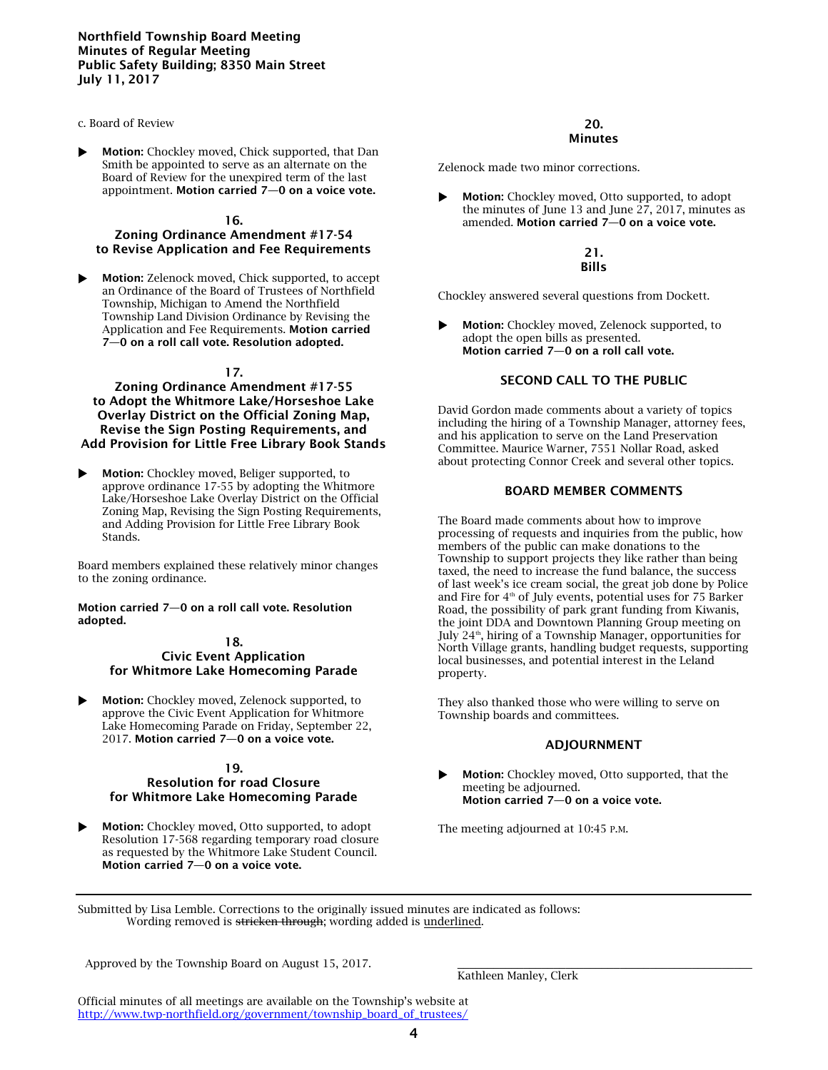c. Board of Review

▶ **Motion:** Chockley moved, Chick supported, that Dan Smith be appointed to serve as an alternate on the Board of Review for the unexpired term of the last appointment. **Motion carried 7—0 on a voice vote.**

## 16.
## Zoning Ordinance Amendment #17-54 to Revise Application and Fee Requirements

▶ **Motion:** Zelenock moved, Chick supported, to accept an Ordinance of the Board of Trustees of Northfield Township, Michigan to Amend the Northfield Township Land Division Ordinance by Revising the Application and Fee Requirements. **Motion carried 7—0 on a roll call vote. Resolution adopted.**

## 17.
## Zoning Ordinance Amendment #17-55 to Adopt the Whitmore Lake/Horseshoe Lake Overlay District on the Official Zoning Map, Revise the Sign Posting Requirements, and Add Provision for Little Free Library Book Stands

▶ **Motion:** Chockley moved, Beliger supported, to approve ordinance 17-55 by adopting the Whitmore Lake/Horseshoe Lake Overlay District on the Official Zoning Map, Revising the Sign Posting Requirements, and Adding Provision for Little Free Library Book Stands.

Board members explained these relatively minor changes to the zoning ordinance.

**Motion carried 7—0 on a roll call vote. Resolution adopted.**

## 18.
## Civic Event Application for Whitmore Lake Homecoming Parade

▶ **Motion:** Chockley moved, Zelenock supported, to approve the Civic Event Application for Whitmore Lake Homecoming Parade on Friday, September 22, 2017. **Motion carried 7—0 on a voice vote.**

## 19.
## Resolution for road Closure for Whitmore Lake Homecoming Parade

▶ **Motion:** Chockley moved, Otto supported, to adopt Resolution 17-568 regarding temporary road closure as requested by the Whitmore Lake Student Council. **Motion carried 7—0 on a voice vote.**

## 20.
## Minutes

Zelenock made two minor corrections.

▶ **Motion:** Chockley moved, Otto supported, to adopt the minutes of June 13 and June 27, 2017, minutes as amended. **Motion carried 7—0 on a voice vote.**

## 21.
## Bills

Chockley answered several questions from Dockett.

▶ **Motion:** Chockley moved, Zelenock supported, to adopt the open bills as presented. **Motion carried 7—0 on a roll call vote.**

## SECOND CALL TO THE PUBLIC

David Gordon made comments about a variety of topics including the hiring of a Township Manager, attorney fees, and his application to serve on the Land Preservation Committee. Maurice Warner, 7551 Nollar Road, asked about protecting Connor Creek and several other topics.

## BOARD MEMBER COMMENTS

The Board made comments about how to improve processing of requests and inquiries from the public, how members of the public can make donations to the Township to support projects they like rather than being taxed, the need to increase the fund balance, the success of last week's ice cream social, the great job done by Police and Fire for 4th of July events, potential uses for 75 Barker Road, the possibility of park grant funding from Kiwanis, the joint DDA and Downtown Planning Group meeting on July 24th, hiring of a Township Manager, opportunities for North Village grants, handling budget requests, supporting local businesses, and potential interest in the Leland property.

They also thanked those who were willing to serve on Township boards and committees.

## ADJOURNMENT

▶ **Motion:** Chockley moved, Otto supported, that the meeting be adjourned. **Motion carried 7—0 on a voice vote.**

The meeting adjourned at 10:45 P.M.

---

Submitted by Lisa Lemble. Corrections to the originally issued minutes are indicated as follows:
Wording removed is ~~stricken through~~; wording added is <u>underlined</u>.

Approved by the Township Board on August 15, 2017.

Kathleen Manley, Clerk

Official minutes of all meetings are available on the Township's website at http://www.twp-northfield.org/government/township_board_of_trustees/